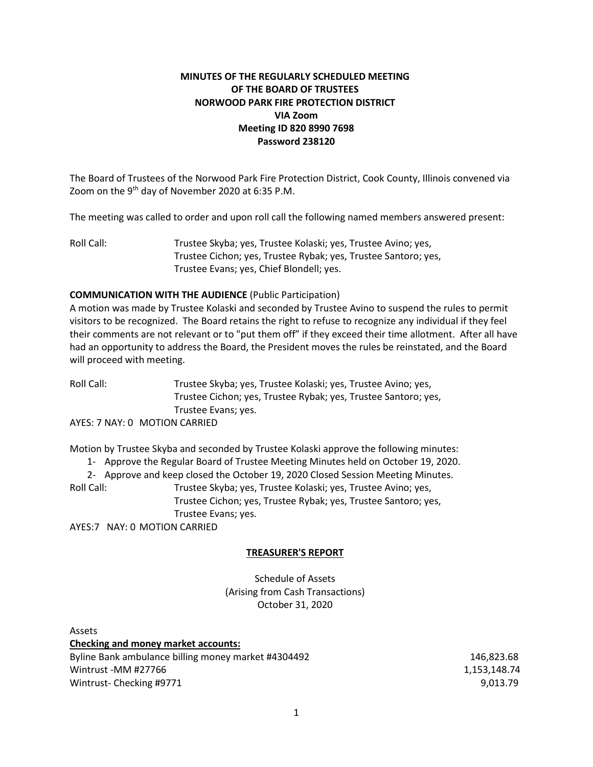**MINUTES OF THE REGULARLY SCHEDULED MEETING**
**OF THE BOARD OF TRUSTEES**
**NORWOOD PARK FIRE PROTECTION DISTRICT**
**VIA Zoom**
**Meeting ID 820 8990 7698**
**Password 238120**

The Board of Trustees of the Norwood Park Fire Protection District, Cook County, Illinois convened via Zoom on the 9th day of November 2020 at 6:35 P.M.

The meeting was called to order and upon roll call the following named members answered present:

Roll Call: Trustee Skyba; yes, Trustee Kolaski; yes, Trustee Avino; yes, Trustee Cichon; yes, Trustee Rybak; yes, Trustee Santoro; yes, Trustee Evans; yes, Chief Blondell; yes.

**COMMUNICATION WITH THE AUDIENCE** (Public Participation)

A motion was made by Trustee Kolaski and seconded by Trustee Avino to suspend the rules to permit visitors to be recognized. The Board retains the right to refuse to recognize any individual if they feel their comments are not relevant or to "put them off" if they exceed their time allotment. After all have had an opportunity to address the Board, the President moves the rules be reinstated, and the Board will proceed with meeting.

Roll Call: Trustee Skyba; yes, Trustee Kolaski; yes, Trustee Avino; yes, Trustee Cichon; yes, Trustee Rybak; yes, Trustee Santoro; yes, Trustee Evans; yes.

AYES: 7 NAY: 0 MOTION CARRIED

Motion by Trustee Skyba and seconded by Trustee Kolaski approve the following minutes:

1- Approve the Regular Board of Trustee Meeting Minutes held on October 19, 2020.
2- Approve and keep closed the October 19, 2020 Closed Session Meeting Minutes.

Roll Call: Trustee Skyba; yes, Trustee Kolaski; yes, Trustee Avino; yes, Trustee Cichon; yes, Trustee Rybak; yes, Trustee Santoro; yes, Trustee Evans; yes.

AYES:7 NAY: 0 MOTION CARRIED

**TREASURER'S REPORT**

Schedule of Assets
(Arising from Cash Transactions)
October 31, 2020

Assets

**Checking and money market accounts:**

| | |
|---|---:|
| Byline Bank ambulance billing money market #4304492 | 146,823.68 |
| Wintrust -MM #27766 | 1,153,148.74 |
| Wintrust- Checking #9771 | 9,013.79 |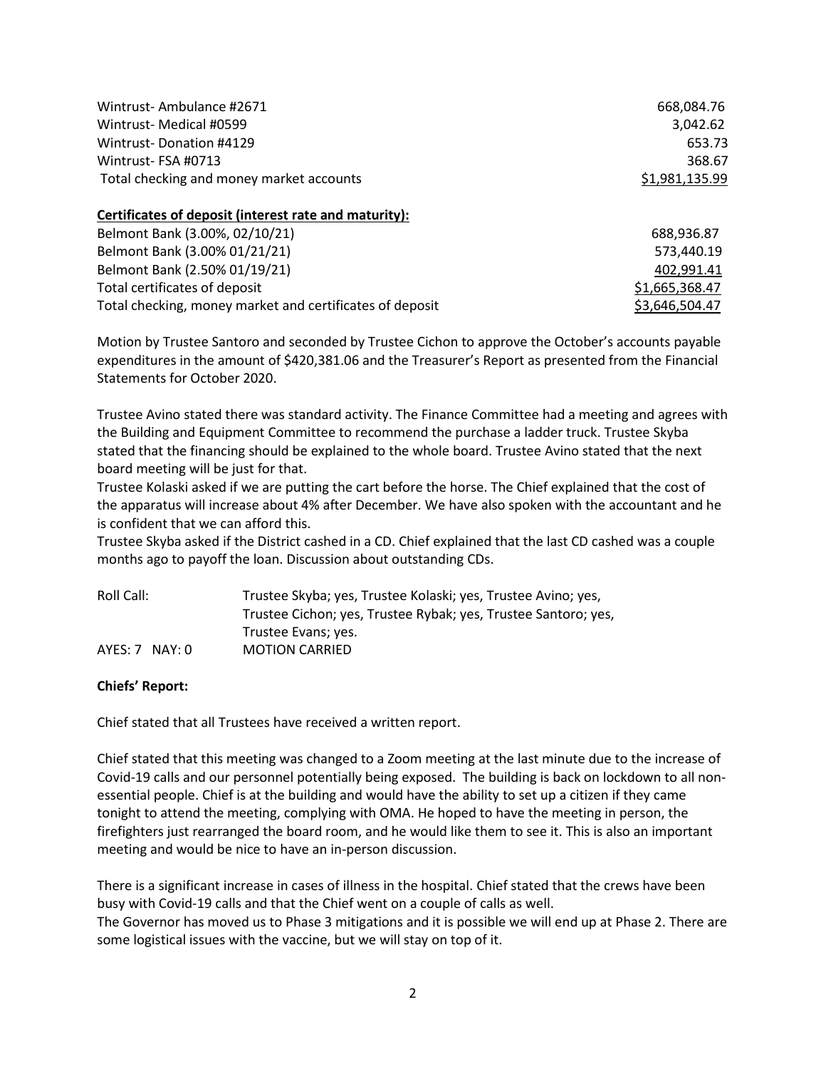| | |
|---|---|
| Wintrust- Ambulance #2671 | 668,084.76 |
| Wintrust- Medical #0599 | 3,042.62 |
| Wintrust- Donation #4129 | 653.73 |
| Wintrust- FSA #0713 | 368.67 |
| Total checking and money market accounts | $1,981,135.99 |

**Certificates of deposit (interest rate and maturity):**

| | |
|---|---|
| Belmont Bank (3.00%, 02/10/21) | 688,936.87 |
| Belmont Bank (3.00% 01/21/21) | 573,440.19 |
| Belmont Bank (2.50% 01/19/21) | 402,991.41 |
| Total certificates of deposit | $1,665,368.47 |
| Total checking, money market and certificates of deposit | $3,646,504.47 |

Motion by Trustee Santoro and seconded by Trustee Cichon to approve the October's accounts payable expenditures in the amount of $420,381.06 and the Treasurer's Report as presented from the Financial Statements for October 2020.

Trustee Avino stated there was standard activity. The Finance Committee had a meeting and agrees with the Building and Equipment Committee to recommend the purchase a ladder truck. Trustee Skyba stated that the financing should be explained to the whole board. Trustee Avino stated that the next board meeting will be just for that.

Trustee Kolaski asked if we are putting the cart before the horse. The Chief explained that the cost of the apparatus will increase about 4% after December. We have also spoken with the accountant and he is confident that we can afford this.

Trustee Skyba asked if the District cashed in a CD. Chief explained that the last CD cashed was a couple months ago to payoff the loan. Discussion about outstanding CDs.

Roll Call: Trustee Skyba; yes, Trustee Kolaski; yes, Trustee Avino; yes, Trustee Cichon; yes, Trustee Rybak; yes, Trustee Santoro; yes, Trustee Evans; yes.

AYES: 7 NAY: 0 MOTION CARRIED

**Chiefs' Report:**

Chief stated that all Trustees have received a written report.

Chief stated that this meeting was changed to a Zoom meeting at the last minute due to the increase of Covid-19 calls and our personnel potentially being exposed. The building is back on lockdown to all non-essential people. Chief is at the building and would have the ability to set up a citizen if they came tonight to attend the meeting, complying with OMA. He hoped to have the meeting in person, the firefighters just rearranged the board room, and he would like them to see it. This is also an important meeting and would be nice to have an in-person discussion.

There is a significant increase in cases of illness in the hospital. Chief stated that the crews have been busy with Covid-19 calls and that the Chief went on a couple of calls as well.

The Governor has moved us to Phase 3 mitigations and it is possible we will end up at Phase 2. There are some logistical issues with the vaccine, but we will stay on top of it.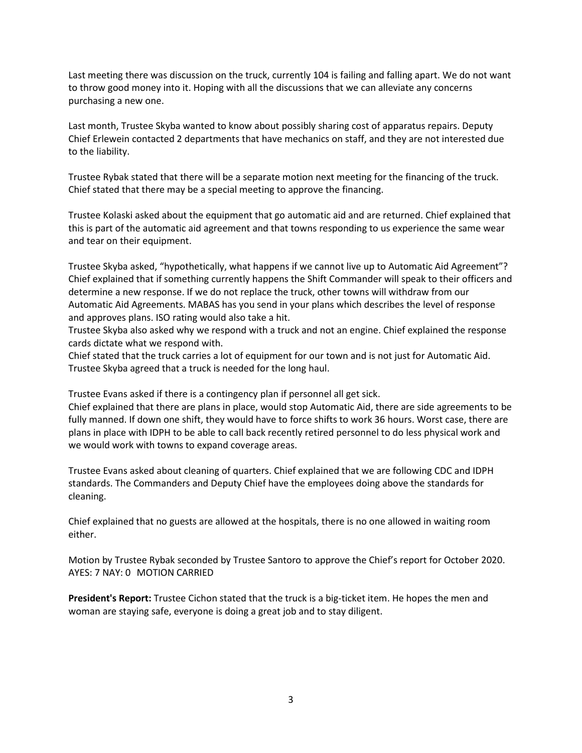Last meeting there was discussion on the truck, currently 104 is failing and falling apart. We do not want to throw good money into it. Hoping with all the discussions that we can alleviate any concerns purchasing a new one.

Last month, Trustee Skyba wanted to know about possibly sharing cost of apparatus repairs. Deputy Chief Erlewein contacted 2 departments that have mechanics on staff, and they are not interested due to the liability.

Trustee Rybak stated that there will be a separate motion next meeting for the financing of the truck. Chief stated that there may be a special meeting to approve the financing.

Trustee Kolaski asked about the equipment that go automatic aid and are returned. Chief explained that this is part of the automatic aid agreement and that towns responding to us experience the same wear and tear on their equipment.

Trustee Skyba asked, "hypothetically, what happens if we cannot live up to Automatic Aid Agreement"? Chief explained that if something currently happens the Shift Commander will speak to their officers and determine a new response. If we do not replace the truck, other towns will withdraw from our Automatic Aid Agreements. MABAS has you send in your plans which describes the level of response and approves plans. ISO rating would also take a hit.
Trustee Skyba also asked why we respond with a truck and not an engine. Chief explained the response cards dictate what we respond with.
Chief stated that the truck carries a lot of equipment for our town and is not just for Automatic Aid. Trustee Skyba agreed that a truck is needed for the long haul.

Trustee Evans asked if there is a contingency plan if personnel all get sick.
Chief explained that there are plans in place, would stop Automatic Aid, there are side agreements to be fully manned. If down one shift, they would have to force shifts to work 36 hours. Worst case, there are plans in place with IDPH to be able to call back recently retired personnel to do less physical work and we would work with towns to expand coverage areas.

Trustee Evans asked about cleaning of quarters. Chief explained that we are following CDC and IDPH standards. The Commanders and Deputy Chief have the employees doing above the standards for cleaning.

Chief explained that no guests are allowed at the hospitals, there is no one allowed in waiting room either.

Motion by Trustee Rybak seconded by Trustee Santoro to approve the Chief's report for October 2020.
AYES: 7 NAY: 0 MOTION CARRIED

**President's Report:** Trustee Cichon stated that the truck is a big-ticket item. He hopes the men and woman are staying safe, everyone is doing a great job and to stay diligent.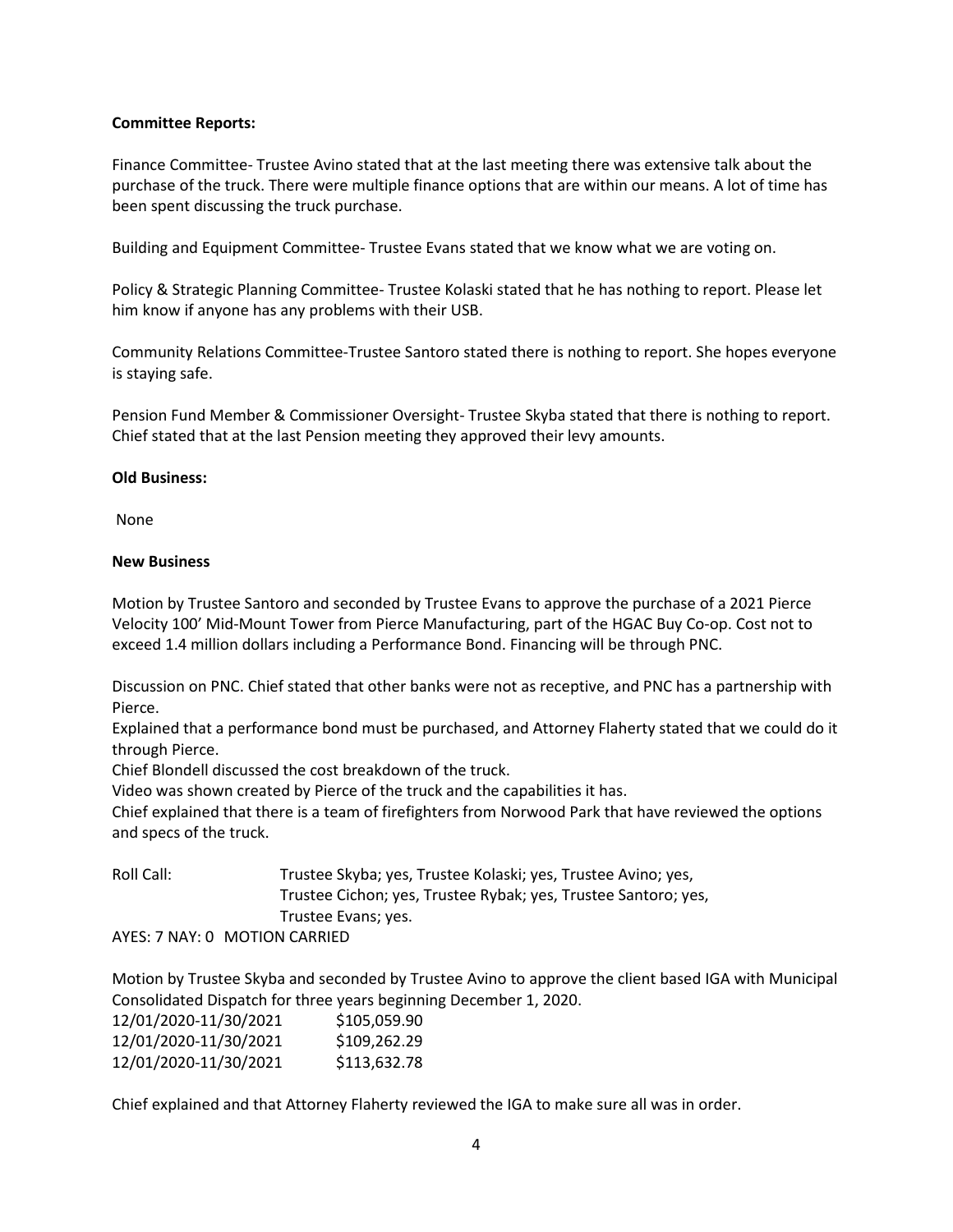**Committee Reports:**

Finance Committee- Trustee Avino stated that at the last meeting there was extensive talk about the purchase of the truck. There were multiple finance options that are within our means. A lot of time has been spent discussing the truck purchase.

Building and Equipment Committee- Trustee Evans stated that we know what we are voting on.

Policy & Strategic Planning Committee- Trustee Kolaski stated that he has nothing to report. Please let him know if anyone has any problems with their USB.

Community Relations Committee-Trustee Santoro stated there is nothing to report. She hopes everyone is staying safe.

Pension Fund Member & Commissioner Oversight- Trustee Skyba stated that there is nothing to report. Chief stated that at the last Pension meeting they approved their levy amounts.

**Old Business:**

None

**New Business**

Motion by Trustee Santoro and seconded by Trustee Evans to approve the purchase of a 2021 Pierce Velocity 100' Mid-Mount Tower from Pierce Manufacturing, part of the HGAC Buy Co-op. Cost not to exceed 1.4 million dollars including a Performance Bond. Financing will be through PNC.

Discussion on PNC. Chief stated that other banks were not as receptive, and PNC has a partnership with Pierce.

Explained that a performance bond must be purchased, and Attorney Flaherty stated that we could do it through Pierce.

Chief Blondell discussed the cost breakdown of the truck.

Video was shown created by Pierce of the truck and the capabilities it has.

Chief explained that there is a team of firefighters from Norwood Park that have reviewed the options and specs of the truck.

Roll Call: Trustee Skyba; yes, Trustee Kolaski; yes, Trustee Avino; yes, Trustee Cichon; yes, Trustee Rybak; yes, Trustee Santoro; yes, Trustee Evans; yes.

AYES: 7 NAY: 0 MOTION CARRIED

Motion by Trustee Skyba and seconded by Trustee Avino to approve the client based IGA with Municipal Consolidated Dispatch for three years beginning December 1, 2020.

| | |
|---|---|
| 12/01/2020-11/30/2021 | $105,059.90 |
| 12/01/2020-11/30/2021 | $109,262.29 |
| 12/01/2020-11/30/2021 | $113,632.78 |

Chief explained and that Attorney Flaherty reviewed the IGA to make sure all was in order.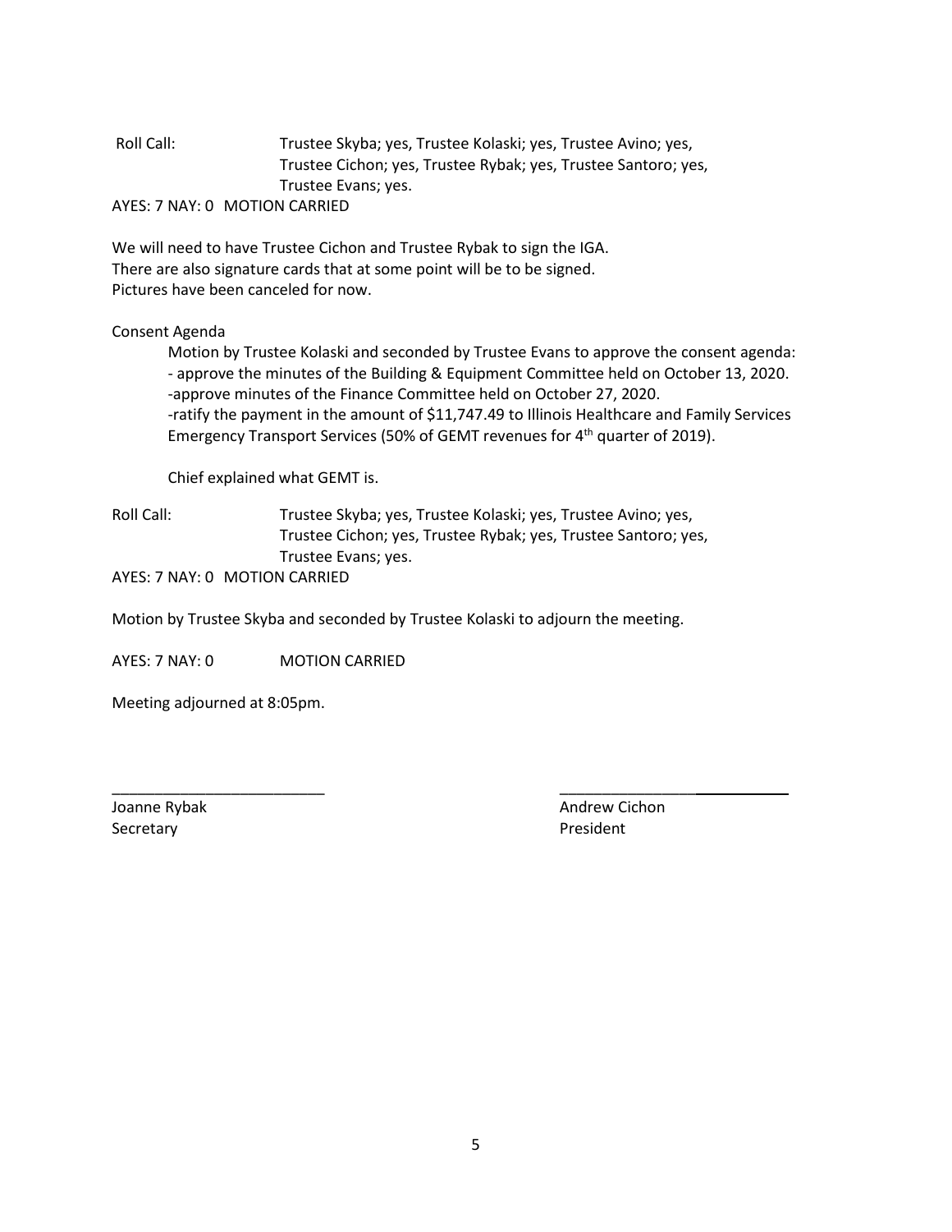Roll Call: Trustee Skyba; yes, Trustee Kolaski; yes, Trustee Avino; yes, Trustee Cichon; yes, Trustee Rybak; yes, Trustee Santoro; yes, Trustee Evans; yes.

AYES: 7 NAY: 0 MOTION CARRIED

We will need to have Trustee Cichon and Trustee Rybak to sign the IGA.
There are also signature cards that at some point will be to be signed.
Pictures have been canceled for now.

Consent Agenda

Motion by Trustee Kolaski and seconded by Trustee Evans to approve the consent agenda:
- approve the minutes of the Building & Equipment Committee held on October 13, 2020.
-approve minutes of the Finance Committee held on October 27, 2020.
-ratify the payment in the amount of $11,747.49 to Illinois Healthcare and Family Services Emergency Transport Services (50% of GEMT revenues for 4th quarter of 2019).

Chief explained what GEMT is.

Roll Call: Trustee Skyba; yes, Trustee Kolaski; yes, Trustee Avino; yes, Trustee Cichon; yes, Trustee Rybak; yes, Trustee Santoro; yes, Trustee Evans; yes.

AYES: 7 NAY: 0 MOTION CARRIED

Motion by Trustee Skyba and seconded by Trustee Kolaski to adjourn the meeting.

AYES: 7 NAY: 0 MOTION CARRIED

Meeting adjourned at 8:05pm.

\_\_\_\_\_\_\_\_\_\_\_\_\_\_\_\_\_\_\_\_\_\_\_\_\_
Joanne Rybak
Secretary

\_\_\_\_\_\_\_\_\_\_\_\_\_\_\_\_\_\_\_\_\_\_\_\_\_
Andrew Cichon
President